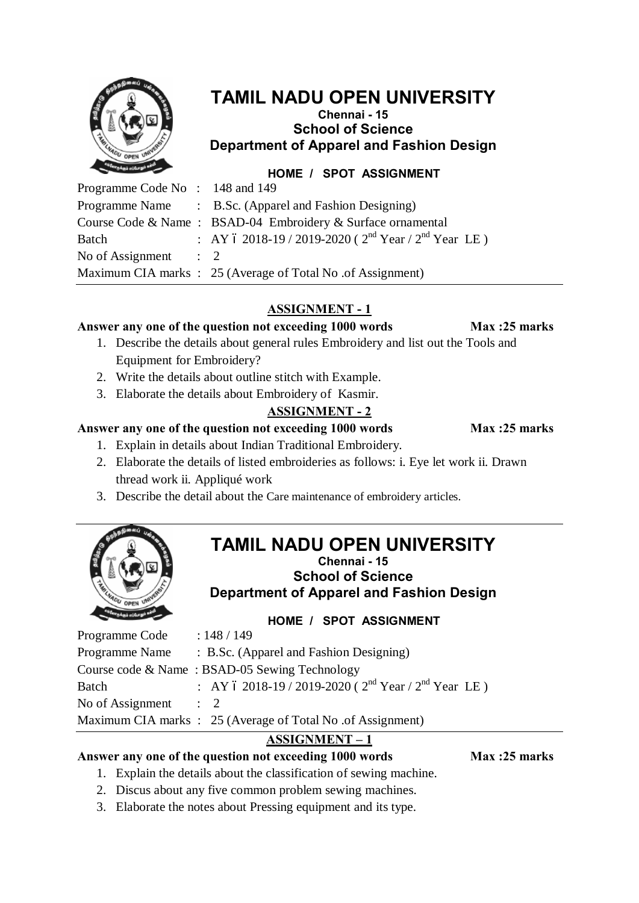# TAMIL NADU OPEN UNIVERSITY

**Chennai - 15**

## School of Science

## Department of Apparel and Fashion Design

**HOME / SPOT ASSIGNMENT**

Programme Code No : 148 and 149
Programme Name : B.Sc. (Apparel and Fashion Designing)
Course Code & Name : BSAD-04 Embroidery & Surface ornamental
Batch : AY – 2018-19 / 2019-2020 ( 2nd Year / 2nd Year LE )
No of Assignment : 2
Maximum CIA marks : 25 (Average of Total No .of Assignment)

### ASSIGNMENT - 1

**Answer any one of the question not exceeding 1000 words Max :25 marks**

1. Describe the details about general rules Embroidery and list out the Tools and Equipment for Embroidery?
2. Write the details about outline stitch with Example.
3. Elaborate the details about Embroidery of Kasmir.

### ASSIGNMENT - 2

**Answer any one of the question not exceeding 1000 words Max :25 marks**

1. Explain in details about Indian Traditional Embroidery.
2. Elaborate the details of listed embroideries as follows: i. Eye let work ii. Drawn thread work ii. Appliqué work
3. Describe the detail about the Care maintenance of embroidery articles.

---

# TAMIL NADU OPEN UNIVERSITY

**Chennai - 15**

## School of Science

## Department of Apparel and Fashion Design

**HOME / SPOT ASSIGNMENT**

Programme Code : 148 / 149
Programme Name : B.Sc. (Apparel and Fashion Designing)
Course code & Name : BSAD-05 Sewing Technology
Batch : AY – 2018-19 / 2019-2020 ( 2nd Year / 2nd Year LE )
No of Assignment : 2
Maximum CIA marks : 25 (Average of Total No .of Assignment)

### ASSIGNMENT – 1

**Answer any one of the question not exceeding 1000 words Max :25 marks**

1. Explain the details about the classification of sewing machine.
2. Discus about any five common problem sewing machines.
3. Elaborate the notes about Pressing equipment and its type.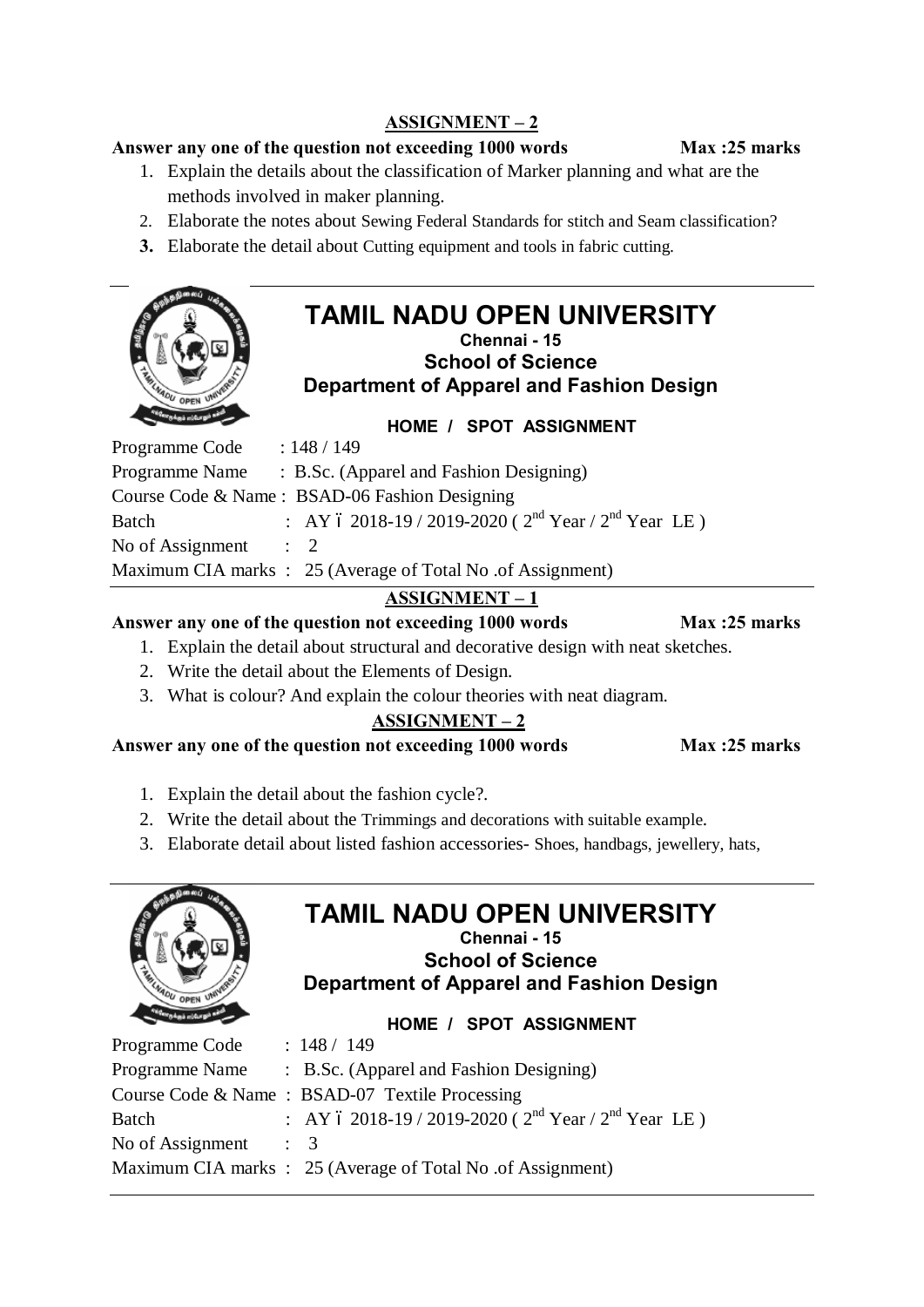## ASSIGNMENT – 2

**Answer any one of the question not exceeding 1000 words** **Max :25 marks**

1. Explain the details about the classification of Marker planning and what are the methods involved in maker planning.
2. Elaborate the notes about Sewing Federal Standards for stitch and Seam classification?
3. Elaborate the detail about Cutting equipment and tools in fabric cutting.

---

# TAMIL NADU OPEN UNIVERSITY

**Chennai - 15**

**School of Science**

**Department of Apparel and Fashion Design**

**HOME / SPOT ASSIGNMENT**

Programme Code : 148 / 149
Programme Name : B.Sc. (Apparel and Fashion Designing)
Course Code & Name : BSAD-06 Fashion Designing
Batch : AY – 2018-19 / 2019-2020 ( 2nd Year / 2nd Year LE )
No of Assignment : 2
Maximum CIA marks : 25 (Average of Total No .of Assignment)

## ASSIGNMENT – 1

**Answer any one of the question not exceeding 1000 words** **Max :25 marks**

1. Explain the detail about structural and decorative design with neat sketches.
2. Write the detail about the Elements of Design.
3. What is colour? And explain the colour theories with neat diagram.

## ASSIGNMENT – 2

**Answer any one of the question not exceeding 1000 words** **Max :25 marks**

1. Explain the detail about the fashion cycle?.
2. Write the detail about the Trimmings and decorations with suitable example.
3. Elaborate detail about listed fashion accessories- Shoes, handbags, jewellery, hats,

---

# TAMIL NADU OPEN UNIVERSITY

**Chennai - 15**

**School of Science**

**Department of Apparel and Fashion Design**

**HOME / SPOT ASSIGNMENT**

Programme Code : 148 / 149
Programme Name : B.Sc. (Apparel and Fashion Designing)
Course Code & Name : BSAD-07 Textile Processing
Batch : AY – 2018-19 / 2019-2020 ( 2nd Year / 2nd Year LE )
No of Assignment : 3
Maximum CIA marks : 25 (Average of Total No .of Assignment)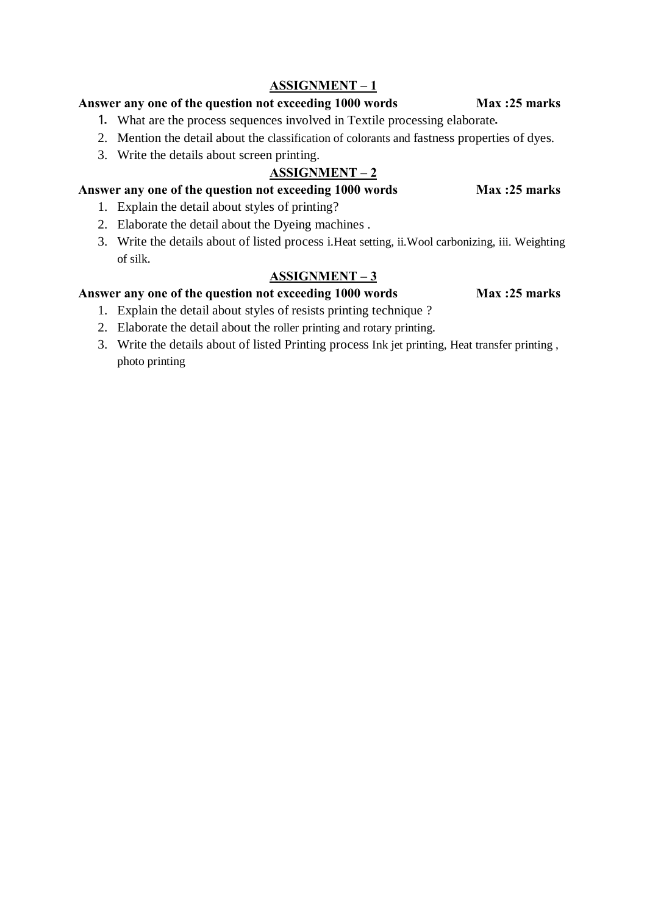## ASSIGNMENT – 1

**Answer any one of the question not exceeding 1000 words** **Max :25 marks**

1. What are the process sequences involved in Textile processing elaborate.
2. Mention the detail about the classification of colorants and fastness properties of dyes.
3. Write the details about screen printing.

## ASSIGNMENT – 2

**Answer any one of the question not exceeding 1000 words** **Max :25 marks**

1. Explain the detail about styles of printing?
2. Elaborate the detail about the Dyeing machines .
3. Write the details about of listed process i.Heat setting, ii.Wool carbonizing, iii. Weighting of silk.

## ASSIGNMENT – 3

**Answer any one of the question not exceeding 1000 words** **Max :25 marks**

1. Explain the detail about styles of resists printing technique ?
2. Elaborate the detail about the roller printing and rotary printing.
3. Write the details about of listed Printing process Ink jet printing, Heat transfer printing , photo printing